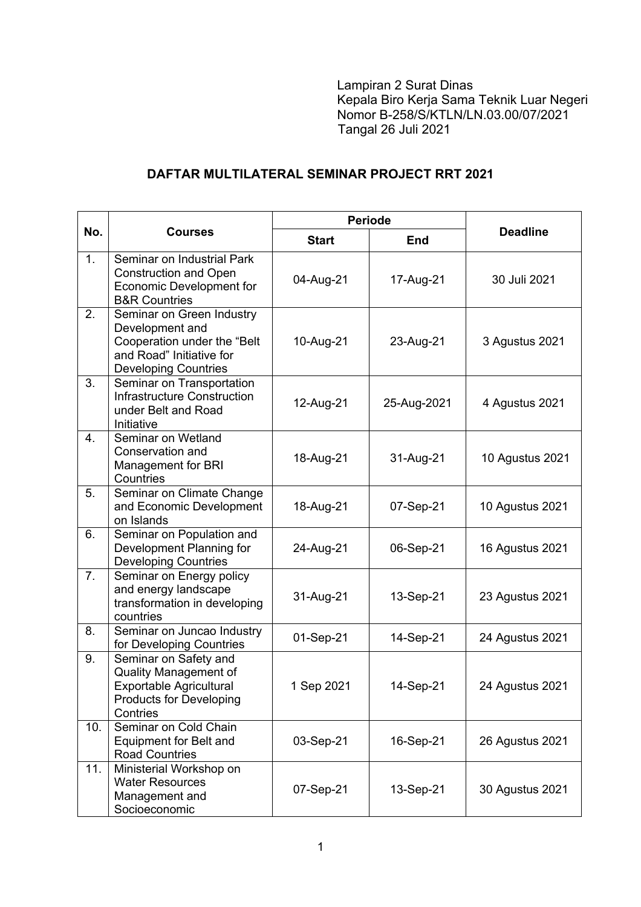Lampiran 2 Surat Dinas
Kepala Biro Kerja Sama Teknik Luar Negeri
Nomor B-258/S/KTLN/LN.03.00/07/2021
Tangal 26 Juli 2021

## DAFTAR MULTILATERAL SEMINAR PROJECT RRT 2021

| No. | Courses | Periode | | Deadline |
|---|---|---|---|---|
| | | Start | End | |
| 1. | Seminar on Industrial Park Construction and Open Economic Development for B&R Countries | 04-Aug-21 | 17-Aug-21 | 30 Juli 2021 |
| 2. | Seminar on Green Industry Development and Cooperation under the "Belt and Road" Initiative for Developing Countries | 10-Aug-21 | 23-Aug-21 | 3 Agustus 2021 |
| 3. | Seminar on Transportation Infrastructure Construction under Belt and Road Initiative | 12-Aug-21 | 25-Aug-2021 | 4 Agustus 2021 |
| 4. | Seminar on Wetland Conservation and Management for BRI Countries | 18-Aug-21 | 31-Aug-21 | 10 Agustus 2021 |
| 5. | Seminar on Climate Change and Economic Development on Islands | 18-Aug-21 | 07-Sep-21 | 10 Agustus 2021 |
| 6. | Seminar on Population and Development Planning for Developing Countries | 24-Aug-21 | 06-Sep-21 | 16 Agustus 2021 |
| 7. | Seminar on Energy policy and energy landscape transformation in developing countries | 31-Aug-21 | 13-Sep-21 | 23 Agustus 2021 |
| 8. | Seminar on Juncao Industry for Developing Countries | 01-Sep-21 | 14-Sep-21 | 24 Agustus 2021 |
| 9. | Seminar on Safety and Quality Management of Exportable Agricultural Products for Developing Contries | 1 Sep 2021 | 14-Sep-21 | 24 Agustus 2021 |
| 10. | Seminar on Cold Chain Equipment for Belt and Road Countries | 03-Sep-21 | 16-Sep-21 | 26 Agustus 2021 |
| 11. | Ministerial Workshop on Water Resources Management and Socioeconomic | 07-Sep-21 | 13-Sep-21 | 30 Agustus 2021 |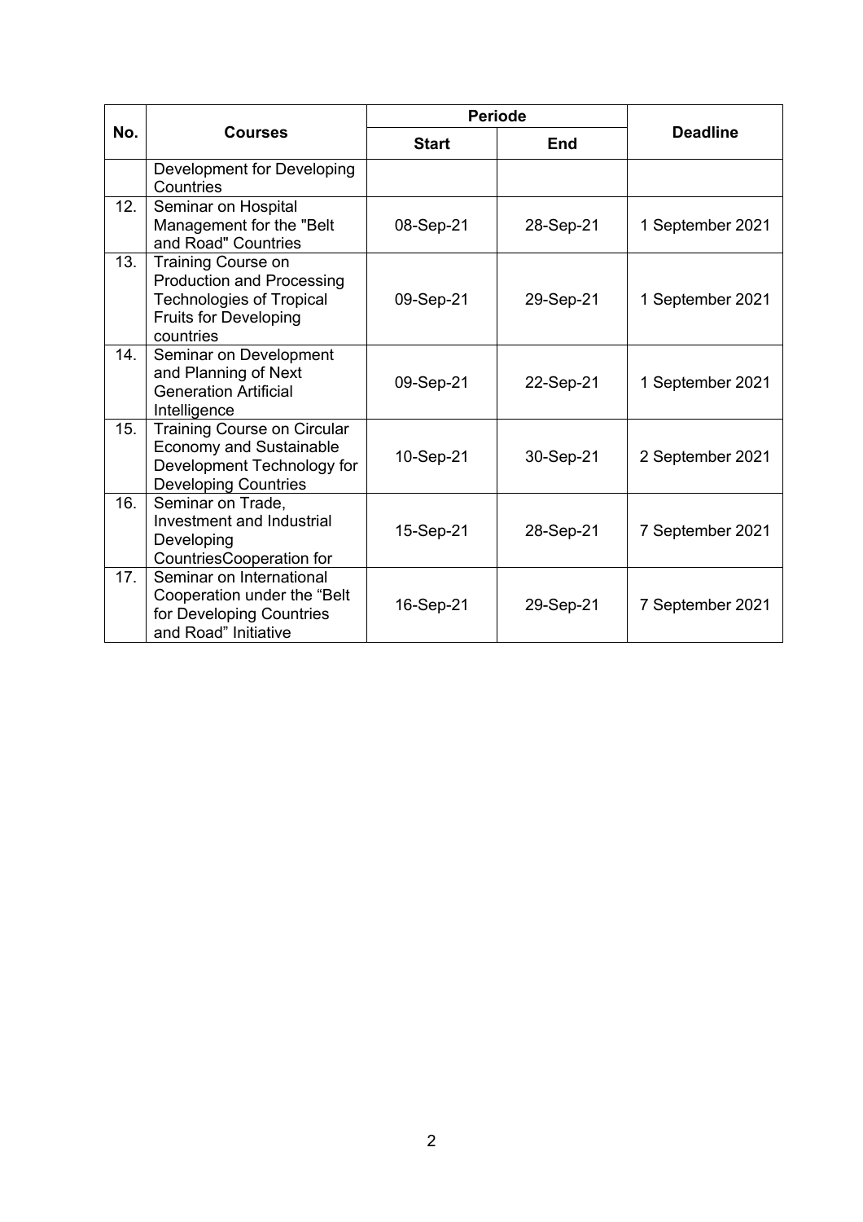| No. | Courses | Periode | | Deadline |
|---|---|---|---|---|
| | | Start | End | |
| | Development for Developing Countries | | | |
| 12. | Seminar on Hospital Management for the "Belt and Road" Countries | 08-Sep-21 | 28-Sep-21 | 1 September 2021 |
| 13. | Training Course on Production and Processing Technologies of Tropical Fruits for Developing countries | 09-Sep-21 | 29-Sep-21 | 1 September 2021 |
| 14. | Seminar on Development and Planning of Next Generation Artificial Intelligence | 09-Sep-21 | 22-Sep-21 | 1 September 2021 |
| 15. | Training Course on Circular Economy and Sustainable Development Technology for Developing Countries | 10-Sep-21 | 30-Sep-21 | 2 September 2021 |
| 16. | Seminar on Trade, Investment and Industrial Developing CountriesCooperation for | 15-Sep-21 | 28-Sep-21 | 7 September 2021 |
| 17. | Seminar on International Cooperation under the "Belt for Developing Countries and Road" Initiative | 16-Sep-21 | 29-Sep-21 | 7 September 2021 |